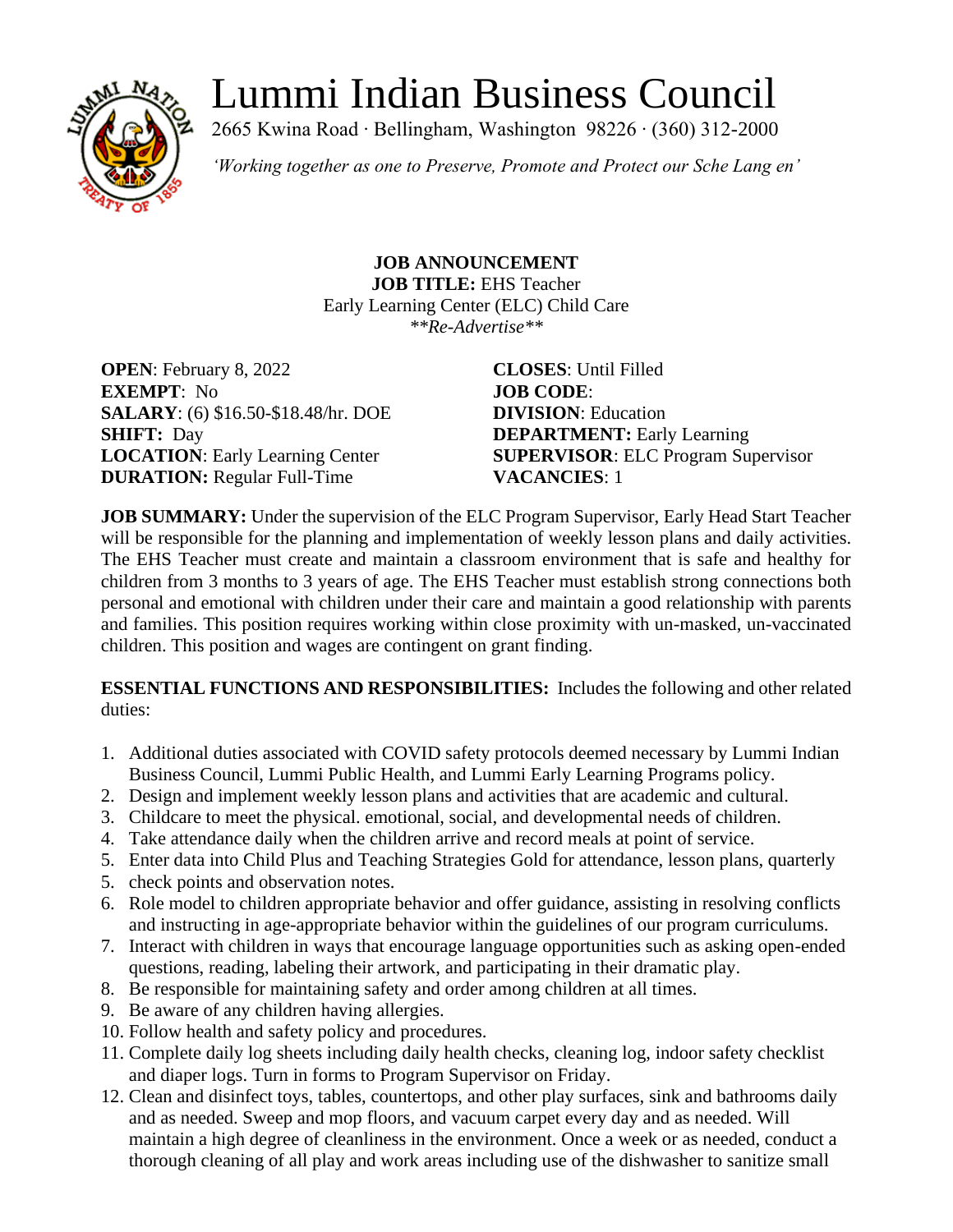# Lummi Indian Business Council

2665 Kwina Road · Bellingham, Washington 98226 · (360) 312-2000

*'Working together as one to Preserve, Promote and Protect our Sche Lang en'*

**JOB ANNOUNCEMENT**
**JOB TITLE:** EHS Teacher
Early Learning Center (ELC) Child Care
*\*\*Re-Advertise\*\**

**OPEN**: February 8, 2022
**EXEMPT**: No
**SALARY**: (6) $16.50-$18.48/hr. DOE
**SHIFT:** Day
**LOCATION**: Early Learning Center
**DURATION:** Regular Full-Time

**CLOSES**: Until Filled
**JOB CODE**:
**DIVISION**: Education
**DEPARTMENT:** Early Learning
**SUPERVISOR**: ELC Program Supervisor
**VACANCIES**: 1

**JOB SUMMARY:** Under the supervision of the ELC Program Supervisor, Early Head Start Teacher will be responsible for the planning and implementation of weekly lesson plans and daily activities. The EHS Teacher must create and maintain a classroom environment that is safe and healthy for children from 3 months to 3 years of age. The EHS Teacher must establish strong connections both personal and emotional with children under their care and maintain a good relationship with parents and families. This position requires working within close proximity with un-masked, un-vaccinated children. This position and wages are contingent on grant finding.

**ESSENTIAL FUNCTIONS AND RESPONSIBILITIES:** Includes the following and other related duties:

1. Additional duties associated with COVID safety protocols deemed necessary by Lummi Indian Business Council, Lummi Public Health, and Lummi Early Learning Programs policy.
2. Design and implement weekly lesson plans and activities that are academic and cultural.
3. Childcare to meet the physical. emotional, social, and developmental needs of children.
4. Take attendance daily when the children arrive and record meals at point of service.
5. Enter data into Child Plus and Teaching Strategies Gold for attendance, lesson plans, quarterly
5. check points and observation notes.
6. Role model to children appropriate behavior and offer guidance, assisting in resolving conflicts and instructing in age-appropriate behavior within the guidelines of our program curriculums.
7. Interact with children in ways that encourage language opportunities such as asking open-ended questions, reading, labeling their artwork, and participating in their dramatic play.
8. Be responsible for maintaining safety and order among children at all times.
9. Be aware of any children having allergies.
10. Follow health and safety policy and procedures.
11. Complete daily log sheets including daily health checks, cleaning log, indoor safety checklist and diaper logs. Turn in forms to Program Supervisor on Friday.
12. Clean and disinfect toys, tables, countertops, and other play surfaces, sink and bathrooms daily and as needed. Sweep and mop floors, and vacuum carpet every day and as needed. Will maintain a high degree of cleanliness in the environment. Once a week or as needed, conduct a thorough cleaning of all play and work areas including use of the dishwasher to sanitize small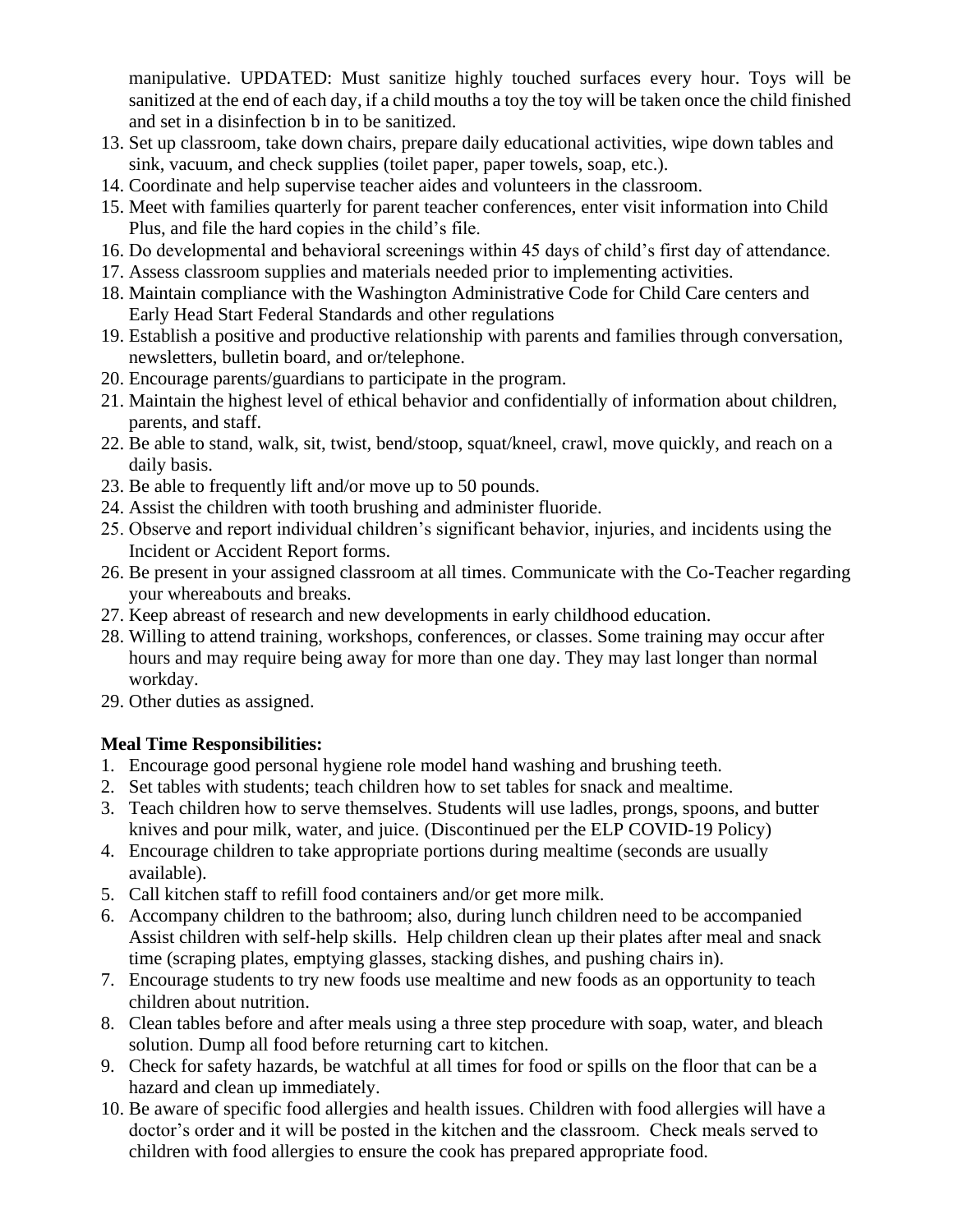manipulative. UPDATED: Must sanitize highly touched surfaces every hour. Toys will be sanitized at the end of each day, if a child mouths a toy the toy will be taken once the child finished and set in a disinfection b in to be sanitized.

13. Set up classroom, take down chairs, prepare daily educational activities, wipe down tables and sink, vacuum, and check supplies (toilet paper, paper towels, soap, etc.).
14. Coordinate and help supervise teacher aides and volunteers in the classroom.
15. Meet with families quarterly for parent teacher conferences, enter visit information into Child Plus, and file the hard copies in the child's file.
16. Do developmental and behavioral screenings within 45 days of child's first day of attendance.
17. Assess classroom supplies and materials needed prior to implementing activities.
18. Maintain compliance with the Washington Administrative Code for Child Care centers and Early Head Start Federal Standards and other regulations
19. Establish a positive and productive relationship with parents and families through conversation, newsletters, bulletin board, and or/telephone.
20. Encourage parents/guardians to participate in the program.
21. Maintain the highest level of ethical behavior and confidentially of information about children, parents, and staff.
22. Be able to stand, walk, sit, twist, bend/stoop, squat/kneel, crawl, move quickly, and reach on a daily basis.
23. Be able to frequently lift and/or move up to 50 pounds.
24. Assist the children with tooth brushing and administer fluoride.
25. Observe and report individual children's significant behavior, injuries, and incidents using the Incident or Accident Report forms.
26. Be present in your assigned classroom at all times. Communicate with the Co-Teacher regarding your whereabouts and breaks.
27. Keep abreast of research and new developments in early childhood education.
28. Willing to attend training, workshops, conferences, or classes. Some training may occur after hours and may require being away for more than one day. They may last longer than normal workday.
29. Other duties as assigned.

**Meal Time Responsibilities:**

1. Encourage good personal hygiene role model hand washing and brushing teeth.
2. Set tables with students; teach children how to set tables for snack and mealtime.
3. Teach children how to serve themselves. Students will use ladles, prongs, spoons, and butter knives and pour milk, water, and juice. (Discontinued per the ELP COVID-19 Policy)
4. Encourage children to take appropriate portions during mealtime (seconds are usually available).
5. Call kitchen staff to refill food containers and/or get more milk.
6. Accompany children to the bathroom; also, during lunch children need to be accompanied Assist children with self-help skills. Help children clean up their plates after meal and snack time (scraping plates, emptying glasses, stacking dishes, and pushing chairs in).
7. Encourage students to try new foods use mealtime and new foods as an opportunity to teach children about nutrition.
8. Clean tables before and after meals using a three step procedure with soap, water, and bleach solution. Dump all food before returning cart to kitchen.
9. Check for safety hazards, be watchful at all times for food or spills on the floor that can be a hazard and clean up immediately.
10. Be aware of specific food allergies and health issues. Children with food allergies will have a doctor's order and it will be posted in the kitchen and the classroom. Check meals served to children with food allergies to ensure the cook has prepared appropriate food.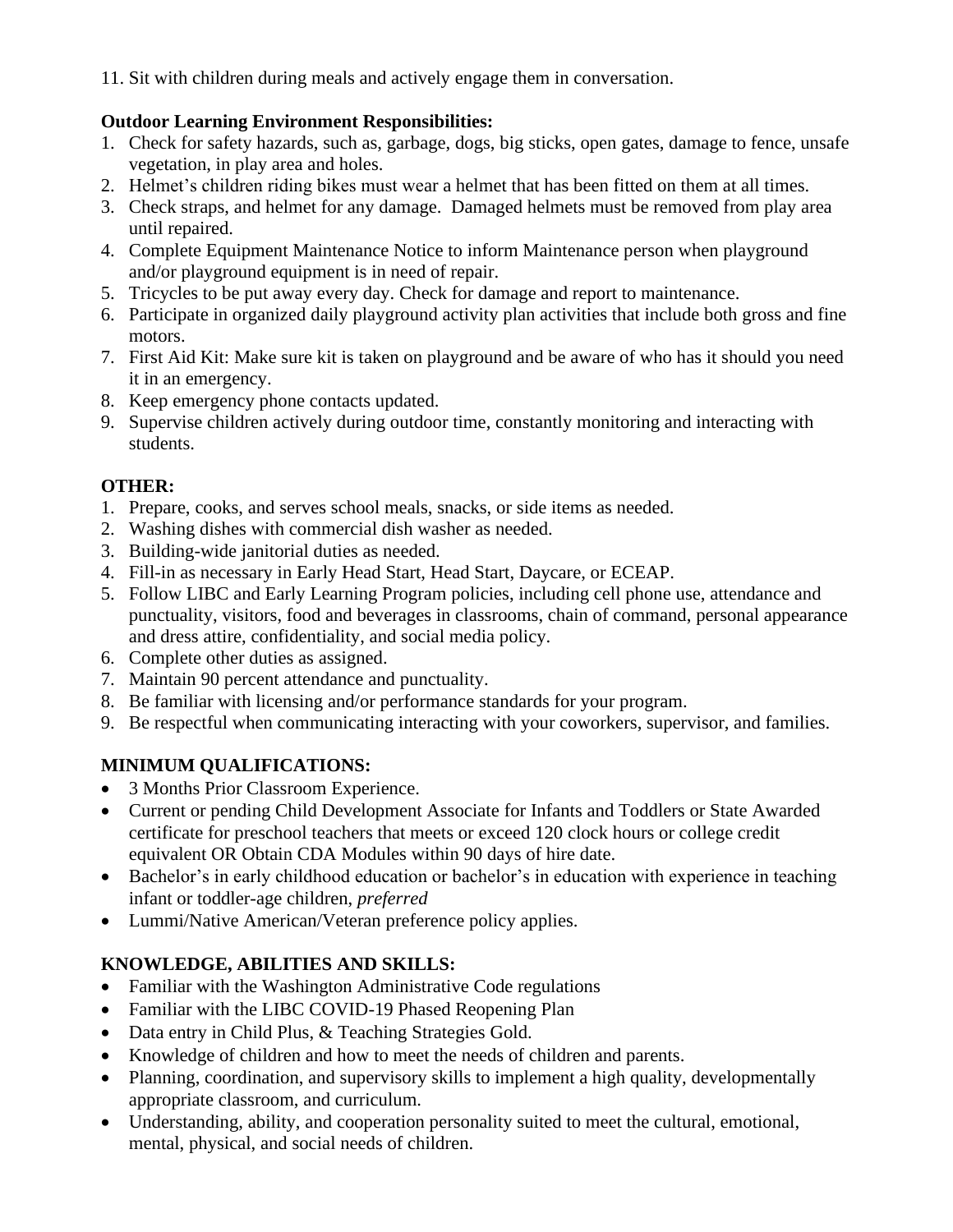11. Sit with children during meals and actively engage them in conversation.

**Outdoor Learning Environment Responsibilities:**

1. Check for safety hazards, such as, garbage, dogs, big sticks, open gates, damage to fence, unsafe vegetation, in play area and holes.
2. Helmet's children riding bikes must wear a helmet that has been fitted on them at all times.
3. Check straps, and helmet for any damage. Damaged helmets must be removed from play area until repaired.
4. Complete Equipment Maintenance Notice to inform Maintenance person when playground and/or playground equipment is in need of repair.
5. Tricycles to be put away every day. Check for damage and report to maintenance.
6. Participate in organized daily playground activity plan activities that include both gross and fine motors.
7. First Aid Kit: Make sure kit is taken on playground and be aware of who has it should you need it in an emergency.
8. Keep emergency phone contacts updated.
9. Supervise children actively during outdoor time, constantly monitoring and interacting with students.

**OTHER:**

1. Prepare, cooks, and serves school meals, snacks, or side items as needed.
2. Washing dishes with commercial dish washer as needed.
3. Building-wide janitorial duties as needed.
4. Fill-in as necessary in Early Head Start, Head Start, Daycare, or ECEAP.
5. Follow LIBC and Early Learning Program policies, including cell phone use, attendance and punctuality, visitors, food and beverages in classrooms, chain of command, personal appearance and dress attire, confidentiality, and social media policy.
6. Complete other duties as assigned.
7. Maintain 90 percent attendance and punctuality.
8. Be familiar with licensing and/or performance standards for your program.
9. Be respectful when communicating interacting with your coworkers, supervisor, and families.

**MINIMUM QUALIFICATIONS:**

- 3 Months Prior Classroom Experience.
- Current or pending Child Development Associate for Infants and Toddlers or State Awarded certificate for preschool teachers that meets or exceed 120 clock hours or college credit equivalent OR Obtain CDA Modules within 90 days of hire date.
- Bachelor's in early childhood education or bachelor's in education with experience in teaching infant or toddler-age children, *preferred*
- Lummi/Native American/Veteran preference policy applies.

**KNOWLEDGE, ABILITIES AND SKILLS:**

- Familiar with the Washington Administrative Code regulations
- Familiar with the LIBC COVID-19 Phased Reopening Plan
- Data entry in Child Plus, & Teaching Strategies Gold.
- Knowledge of children and how to meet the needs of children and parents.
- Planning, coordination, and supervisory skills to implement a high quality, developmentally appropriate classroom, and curriculum.
- Understanding, ability, and cooperation personality suited to meet the cultural, emotional, mental, physical, and social needs of children.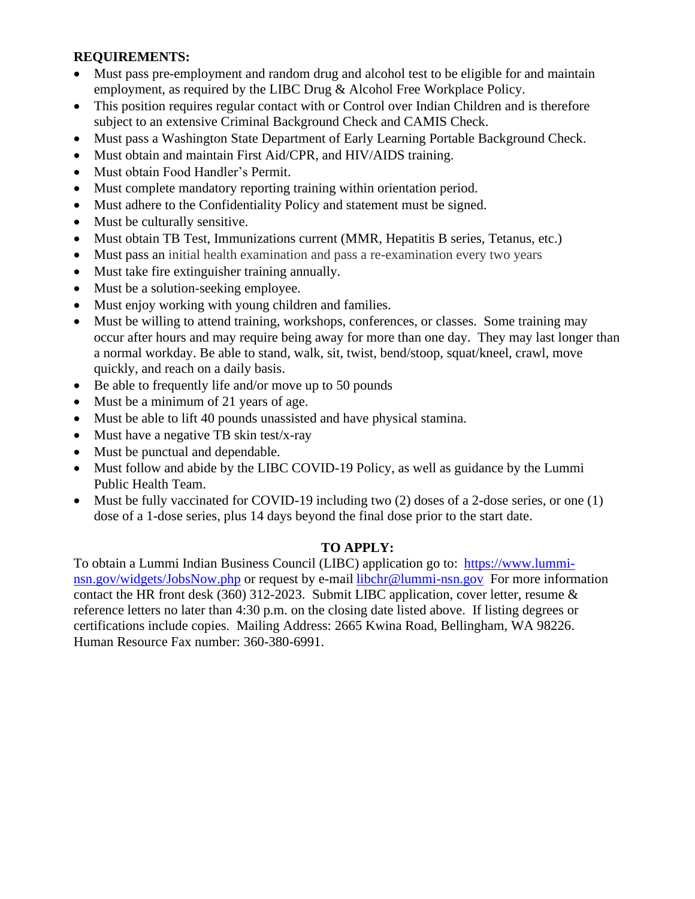**REQUIREMENTS:**

- Must pass pre-employment and random drug and alcohol test to be eligible for and maintain employment, as required by the LIBC Drug & Alcohol Free Workplace Policy.
- This position requires regular contact with or Control over Indian Children and is therefore subject to an extensive Criminal Background Check and CAMIS Check.
- Must pass a Washington State Department of Early Learning Portable Background Check.
- Must obtain and maintain First Aid/CPR, and HIV/AIDS training.
- Must obtain Food Handler's Permit.
- Must complete mandatory reporting training within orientation period.
- Must adhere to the Confidentiality Policy and statement must be signed.
- Must be culturally sensitive.
- Must obtain TB Test, Immunizations current (MMR, Hepatitis B series, Tetanus, etc.)
- Must pass an initial health examination and pass a re-examination every two years
- Must take fire extinguisher training annually.
- Must be a solution-seeking employee.
- Must enjoy working with young children and families.
- Must be willing to attend training, workshops, conferences, or classes. Some training may occur after hours and may require being away for more than one day. They may last longer than a normal workday. Be able to stand, walk, sit, twist, bend/stoop, squat/kneel, crawl, move quickly, and reach on a daily basis.
- Be able to frequently life and/or move up to 50 pounds
- Must be a minimum of 21 years of age.
- Must be able to lift 40 pounds unassisted and have physical stamina.
- Must have a negative TB skin test/x-ray
- Must be punctual and dependable.
- Must follow and abide by the LIBC COVID-19 Policy, as well as guidance by the Lummi Public Health Team.
- Must be fully vaccinated for COVID-19 including two (2) doses of a 2-dose series, or one (1) dose of a 1-dose series, plus 14 days beyond the final dose prior to the start date.

**TO APPLY:**

To obtain a Lummi Indian Business Council (LIBC) application go to: https://www.lummi-nsn.gov/widgets/JobsNow.php or request by e-mail libchr@lummi-nsn.gov For more information contact the HR front desk (360) 312-2023. Submit LIBC application, cover letter, resume & reference letters no later than 4:30 p.m. on the closing date listed above. If listing degrees or certifications include copies. Mailing Address: 2665 Kwina Road, Bellingham, WA 98226. Human Resource Fax number: 360-380-6991.